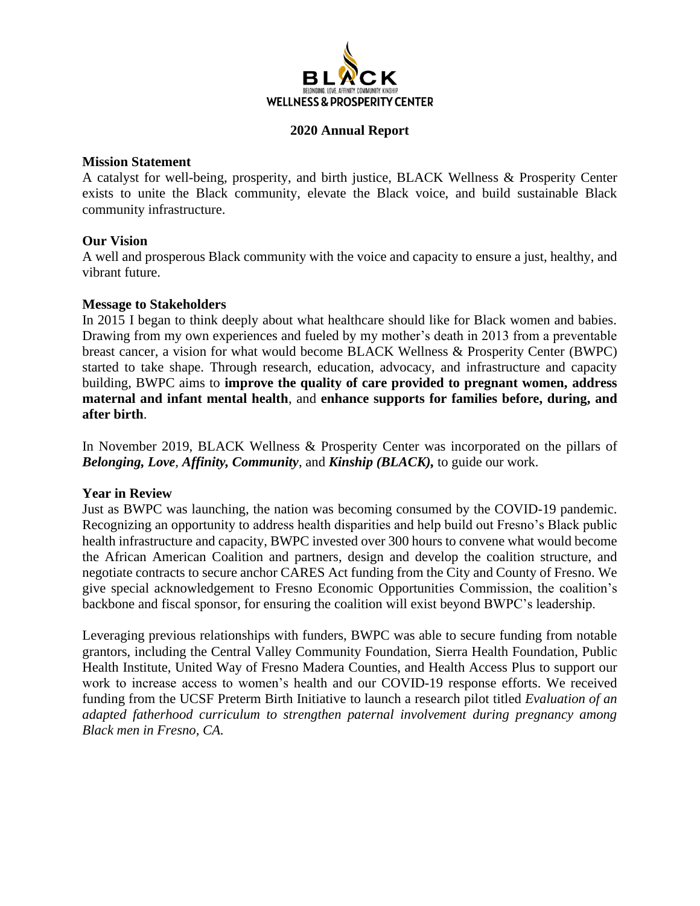BLACK

BELONGING. LOVE. AFFINITY. COMMUNITY. KINSHIP.

WELLNESS & PROSPERITY CENTER

# 2020 Annual Report

## Mission Statement

A catalyst for well-being, prosperity, and birth justice, BLACK Wellness & Prosperity Center exists to unite the Black community, elevate the Black voice, and build sustainable Black community infrastructure.

## Our Vision

A well and prosperous Black community with the voice and capacity to ensure a just, healthy, and vibrant future.

## Message to Stakeholders

In 2015 I began to think deeply about what healthcare should like for Black women and babies. Drawing from my own experiences and fueled by my mother's death in 2013 from a preventable breast cancer, a vision for what would become BLACK Wellness & Prosperity Center (BWPC) started to take shape. Through research, education, advocacy, and infrastructure and capacity building, BWPC aims to **improve the quality of care provided to pregnant women, address maternal and infant mental health**, and **enhance supports for families before, during, and after birth**.

In November 2019, BLACK Wellness & Prosperity Center was incorporated on the pillars of ***Belonging, Love***, ***Affinity, Community***, and ***Kinship (BLACK),*** to guide our work.

## Year in Review

Just as BWPC was launching, the nation was becoming consumed by the COVID-19 pandemic. Recognizing an opportunity to address health disparities and help build out Fresno's Black public health infrastructure and capacity, BWPC invested over 300 hours to convene what would become the African American Coalition and partners, design and develop the coalition structure, and negotiate contracts to secure anchor CARES Act funding from the City and County of Fresno. We give special acknowledgement to Fresno Economic Opportunities Commission, the coalition's backbone and fiscal sponsor, for ensuring the coalition will exist beyond BWPC's leadership.

Leveraging previous relationships with funders, BWPC was able to secure funding from notable grantors, including the Central Valley Community Foundation, Sierra Health Foundation, Public Health Institute, United Way of Fresno Madera Counties, and Health Access Plus to support our work to increase access to women's health and our COVID-19 response efforts. We received funding from the UCSF Preterm Birth Initiative to launch a research pilot titled *Evaluation of an adapted fatherhood curriculum to strengthen paternal involvement during pregnancy among Black men in Fresno, CA.*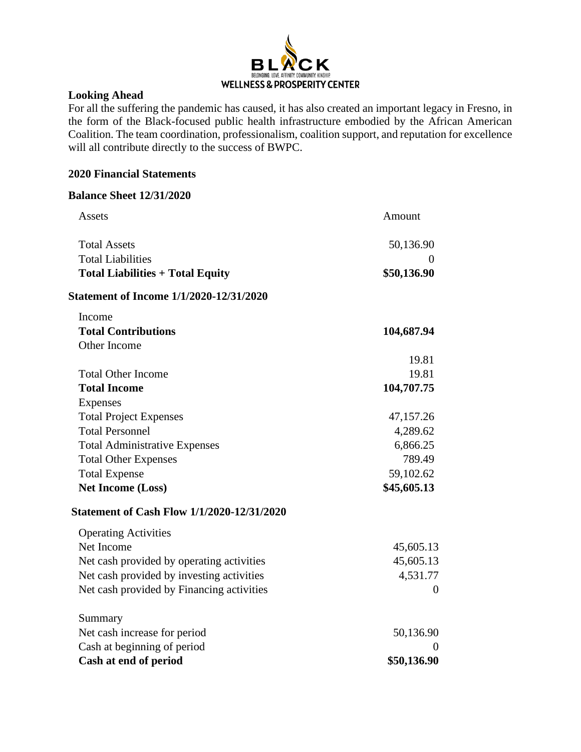BLACK
BELONGING. LOVE. AFFINITY. COMMUNITY. KINSHIP
WELLNESS & PROSPERITY CENTER

**Looking Ahead**

For all the suffering the pandemic has caused, it has also created an important legacy in Fresno, in the form of the Black-focused public health infrastructure embodied by the African American Coalition. The team coordination, professionalism, coalition support, and reputation for excellence will all contribute directly to the success of BWPC.

## 2020 Financial Statements

### Balance Sheet 12/31/2020

| Assets | Amount |
|---|---|
| Total Assets | 50,136.90 |
| Total Liabilities | 0 |
| **Total Liabilities + Total Equity** | **$50,136.90** |

### Statement of Income 1/1/2020-12/31/2020

| | |
|---|---|
| Income | |
| **Total Contributions** | **104,687.94** |
| Other Income | |
| | 19.81 |
| Total Other Income | 19.81 |
| **Total Income** | **104,707.75** |
| Expenses | |
| Total Project Expenses | 47,157.26 |
| Total Personnel | 4,289.62 |
| Total Administrative Expenses | 6,866.25 |
| Total Other Expenses | 789.49 |
| Total Expense | 59,102.62 |
| **Net Income (Loss)** | **$45,605.13** |

### Statement of Cash Flow 1/1/2020-12/31/2020

| | |
|---|---|
| Operating Activities | |
| Net Income | 45,605.13 |
| Net cash provided by operating activities | 45,605.13 |
| Net cash provided by investing activities | 4,531.77 |
| Net cash provided by Financing activities | 0 |
| | |
| Summary | |
| Net cash increase for period | 50,136.90 |
| Cash at beginning of period | 0 |
| **Cash at end of period** | **$50,136.90** |